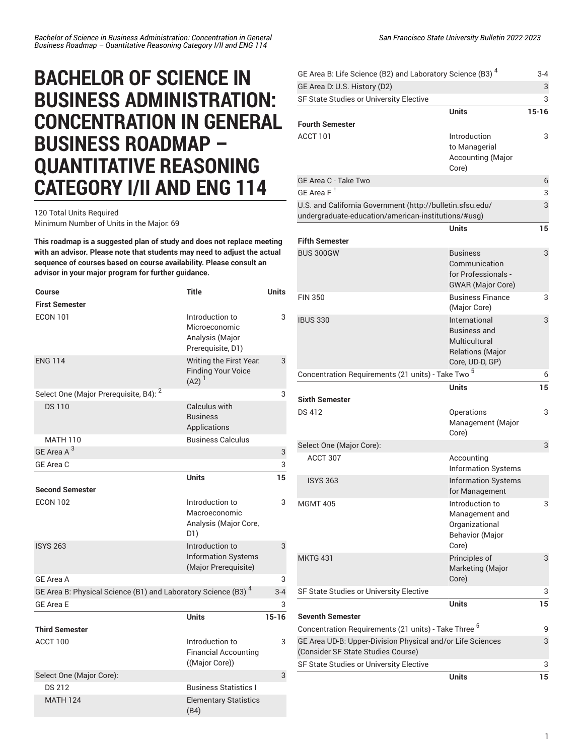# BACHELOR OF SCIENCE IN BUSINESS ADMINISTRATION: CONCENTRATION IN GENERAL BUSINESS ROADMAP – QUANTITATIVE REASONING CATEGORY I/II AND ENG 114

120 Total Units Required
Minimum Number of Units in the Major: 69

**This roadmap is a suggested plan of study and does not replace meeting with an advisor. Please note that students may need to adjust the actual sequence of courses based on course availability. Please consult an advisor in your major program for further guidance.**

| Course | Title | Units |
|---|---|---|
| **First Semester** | | |
| ECON 101 | Introduction to Microeconomic Analysis (Major Prerequisite, D1) | 3 |
| ENG 114 | Writing the First Year: Finding Your Voice (A2) [1] | 3 |
| Select One (Major Prerequisite, B4): [2] | | 3 |
| DS 110 | Calculus with Business Applications | |
| MATH 110 | Business Calculus | |
| GE Area A [3] | | 3 |
| GE Area C | | 3 |
| | **Units** | **15** |
| **Second Semester** | | |
| ECON 102 | Introduction to Macroeconomic Analysis (Major Core, D1) | 3 |
| ISYS 263 | Introduction to Information Systems (Major Prerequisite) | 3 |
| GE Area A | | 3 |
| GE Area B: Physical Science (B1) and Laboratory Science (B3) [4] | | 3-4 |
| GE Area E | | 3 |
| | **Units** | **15-16** |
| **Third Semester** | | |
| ACCT 100 | Introduction to Financial Accounting ((Major Core)) | 3 |
| Select One (Major Core): | | 3 |
| DS 212 | Business Statistics I | |
| MATH 124 | Elementary Statistics (B4) | |
| GE Area B: Life Science (B2) and Laboratory Science (B3) [4] | | 3-4 |
| GE Area D: U.S. History (D2) | | 3 |
| SF State Studies or University Elective | | 3 |
| | **Units** | **15-16** |
| **Fourth Semester** | | |
| ACCT 101 | Introduction to Managerial Accounting (Major Core) | 3 |
| GE Area C - Take Two | | 6 |
| GE Area F [±] | | 3 |
| U.S. and California Government (http://bulletin.sfsu.edu/undergraduate-education/american-institutions/#usg) | | 3 |
| | **Units** | **15** |
| **Fifth Semester** | | |
| BUS 300GW | Business Communication for Professionals - GWAR (Major Core) | 3 |
| FIN 350 | Business Finance (Major Core) | 3 |
| IBUS 330 | International Business and Multicultural Relations (Major Core, UD-D, GP) | 3 |
| Concentration Requirements (21 units) - Take Two [5] | | 6 |
| | **Units** | **15** |
| **Sixth Semester** | | |
| DS 412 | Operations Management (Major Core) | 3 |
| Select One (Major Core): | | 3 |
| ACCT 307 | Accounting Information Systems | |
| ISYS 363 | Information Systems for Management | |
| MGMT 405 | Introduction to Management and Organizational Behavior (Major Core) | 3 |
| MKTG 431 | Principles of Marketing (Major Core) | 3 |
| SF State Studies or University Elective | | 3 |
| | **Units** | **15** |
| **Seventh Semester** | | |
| Concentration Requirements (21 units) - Take Three [5] | | 9 |
| GE Area UD-B: Upper-Division Physical and/or Life Sciences (Consider SF State Studies Course) | | 3 |
| SF State Studies or University Elective | | 3 |
| | **Units** | **15** |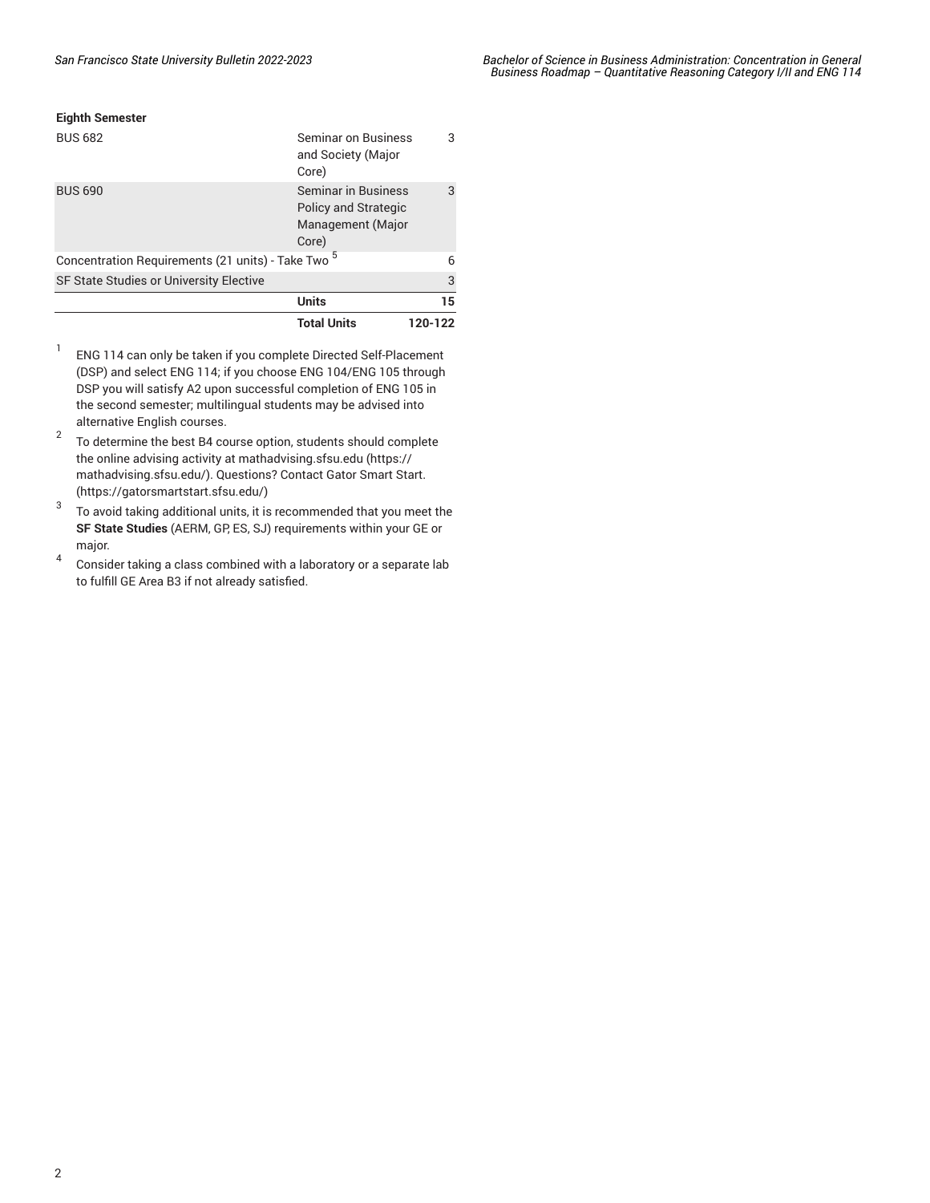**Eighth Semester**

| | | |
|---|---|---|
| BUS 682 | Seminar on Business and Society (Major Core) | 3 |
| BUS 690 | Seminar in Business Policy and Strategic Management (Major Core) | 3 |
| Concentration Requirements (21 units) - Take Two [5] | | 6 |
| SF State Studies or University Elective | | 3 |
| | **Units** | **15** |
| | **Total Units** | **120-122** |

[1] ENG 114 can only be taken if you complete Directed Self-Placement (DSP) and select ENG 114; if you choose ENG 104/ENG 105 through DSP you will satisfy A2 upon successful completion of ENG 105 in the second semester; multilingual students may be advised into alternative English courses.

[2] To determine the best B4 course option, students should complete the online advising activity at mathadvising.sfsu.edu (https://mathadvising.sfsu.edu/). Questions? Contact Gator Smart Start. (https://gatorsmartstart.sfsu.edu/)

[3] To avoid taking additional units, it is recommended that you meet the **SF State Studies** (AERM, GP, ES, SJ) requirements within your GE or major.

[4] Consider taking a class combined with a laboratory or a separate lab to fulfill GE Area B3 if not already satisfied.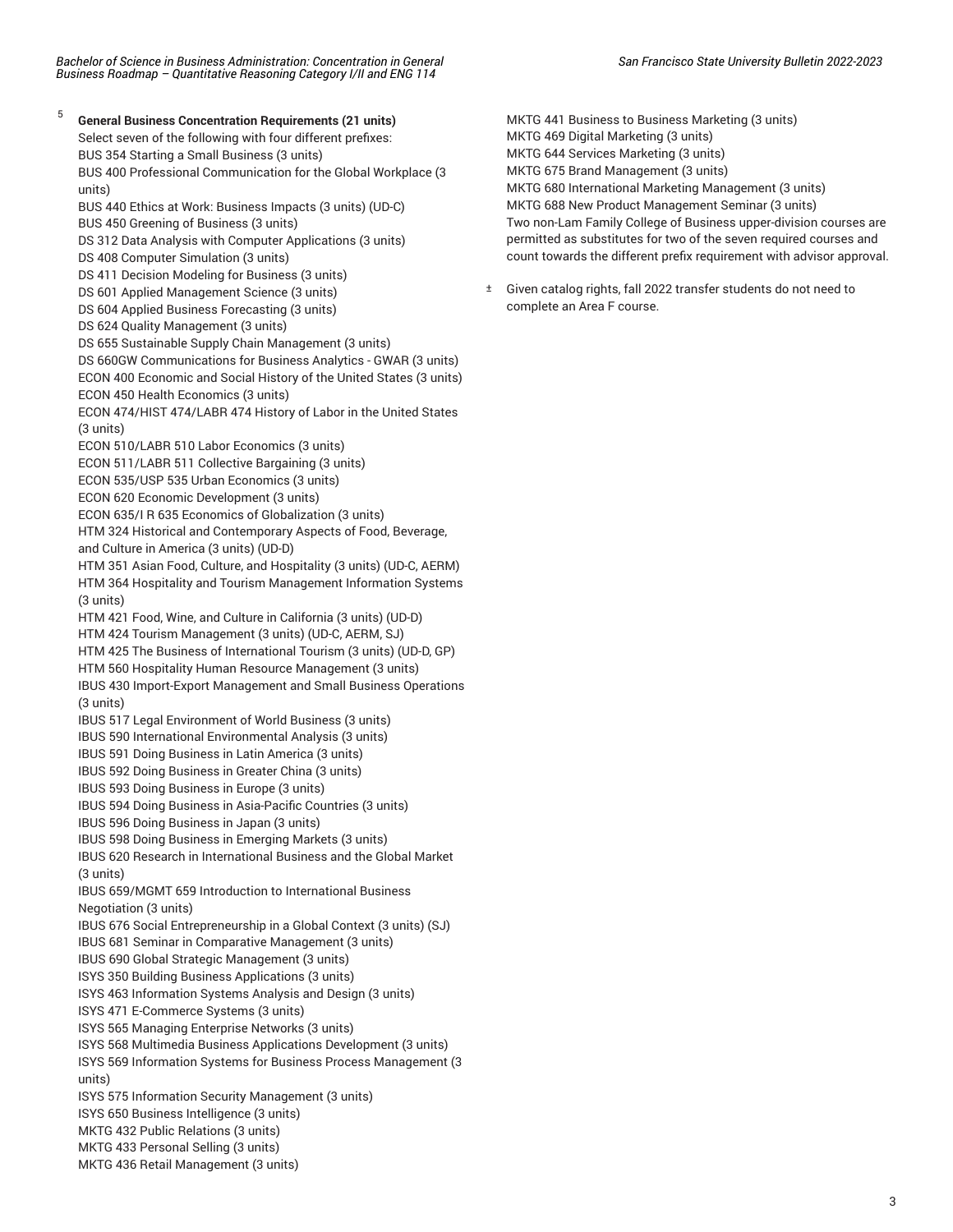[5] **General Business Concentration Requirements (21 units)**

Select seven of the following with four different prefixes:

BUS 354 Starting a Small Business (3 units)
BUS 400 Professional Communication for the Global Workplace (3 units)
BUS 440 Ethics at Work: Business Impacts (3 units) (UD-C)
BUS 450 Greening of Business (3 units)
DS 312 Data Analysis with Computer Applications (3 units)
DS 408 Computer Simulation (3 units)
DS 411 Decision Modeling for Business (3 units)
DS 601 Applied Management Science (3 units)
DS 604 Applied Business Forecasting (3 units)
DS 624 Quality Management (3 units)
DS 655 Sustainable Supply Chain Management (3 units)
DS 660GW Communications for Business Analytics - GWAR (3 units)
ECON 400 Economic and Social History of the United States (3 units)
ECON 450 Health Economics (3 units)
ECON 474/HIST 474/LABR 474 History of Labor in the United States (3 units)
ECON 510/LABR 510 Labor Economics (3 units)
ECON 511/LABR 511 Collective Bargaining (3 units)
ECON 535/USP 535 Urban Economics (3 units)
ECON 620 Economic Development (3 units)
ECON 635/I R 635 Economics of Globalization (3 units)
HTM 324 Historical and Contemporary Aspects of Food, Beverage, and Culture in America (3 units) (UD-D)
HTM 351 Asian Food, Culture, and Hospitality (3 units) (UD-C, AERM)
HTM 364 Hospitality and Tourism Management Information Systems (3 units)
HTM 421 Food, Wine, and Culture in California (3 units) (UD-D)
HTM 424 Tourism Management (3 units) (UD-C, AERM, SJ)
HTM 425 The Business of International Tourism (3 units) (UD-D, GP)
HTM 560 Hospitality Human Resource Management (3 units)
IBUS 430 Import-Export Management and Small Business Operations (3 units)
IBUS 517 Legal Environment of World Business (3 units)
IBUS 590 International Environmental Analysis (3 units)
IBUS 591 Doing Business in Latin America (3 units)
IBUS 592 Doing Business in Greater China (3 units)
IBUS 593 Doing Business in Europe (3 units)
IBUS 594 Doing Business in Asia-Pacific Countries (3 units)
IBUS 596 Doing Business in Japan (3 units)
IBUS 598 Doing Business in Emerging Markets (3 units)
IBUS 620 Research in International Business and the Global Market (3 units)
IBUS 659/MGMT 659 Introduction to International Business Negotiation (3 units)
IBUS 676 Social Entrepreneurship in a Global Context (3 units) (SJ)
IBUS 681 Seminar in Comparative Management (3 units)
IBUS 690 Global Strategic Management (3 units)
ISYS 350 Building Business Applications (3 units)
ISYS 463 Information Systems Analysis and Design (3 units)
ISYS 471 E-Commerce Systems (3 units)
ISYS 565 Managing Enterprise Networks (3 units)
ISYS 568 Multimedia Business Applications Development (3 units)
ISYS 569 Information Systems for Business Process Management (3 units)
ISYS 575 Information Security Management (3 units)
ISYS 650 Business Intelligence (3 units)
MKTG 432 Public Relations (3 units)
MKTG 433 Personal Selling (3 units)
MKTG 436 Retail Management (3 units)
MKTG 441 Business to Business Marketing (3 units)
MKTG 469 Digital Marketing (3 units)
MKTG 644 Services Marketing (3 units)
MKTG 675 Brand Management (3 units)
MKTG 680 International Marketing Management (3 units)
MKTG 688 New Product Management Seminar (3 units)

Two non-Lam Family College of Business upper-division courses are permitted as substitutes for two of the seven required courses and count towards the different prefix requirement with advisor approval.

± Given catalog rights, fall 2022 transfer students do not need to complete an Area F course.